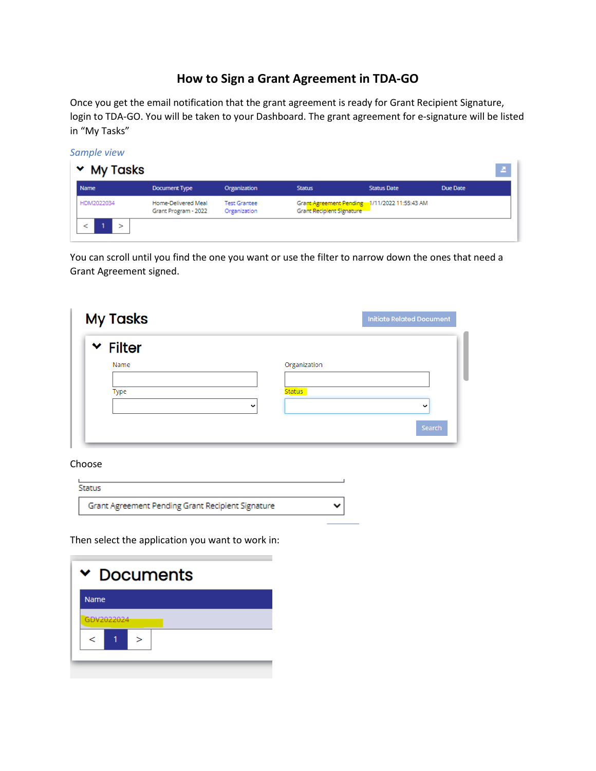# How to Sign a Grant Agreement in TDA-GO

Once you get the email notification that the grant agreement is ready for Grant Recipient Signature, login to TDA-GO. You will be taken to your Dashboard. The grant agreement for e-signature will be listed in "My Tasks"

*Sample view*

**My Tasks**

| Name | Document Type | Organization | Status | Status Date | Due Date |
|---|---|---|---|---|---|
| HDM2022034 | Home-Delivered Meal Grant Program - 2022 | Test Grantee Organization | Grant Agreement Pending Grant Recipient Signature | 1/11/2022 11:55:43 AM | |

You can scroll until you find the one you want or use the filter to narrow down the ones that need a Grant Agreement signed.

**My Tasks** — Initiate Related Document

**Filter**

Name | Organization | Type | Status | Search

Choose

Status: Grant Agreement Pending Grant Recipient Signature

Then select the application you want to work in:

**Documents**

| Name |
|---|
| GDV2022024 |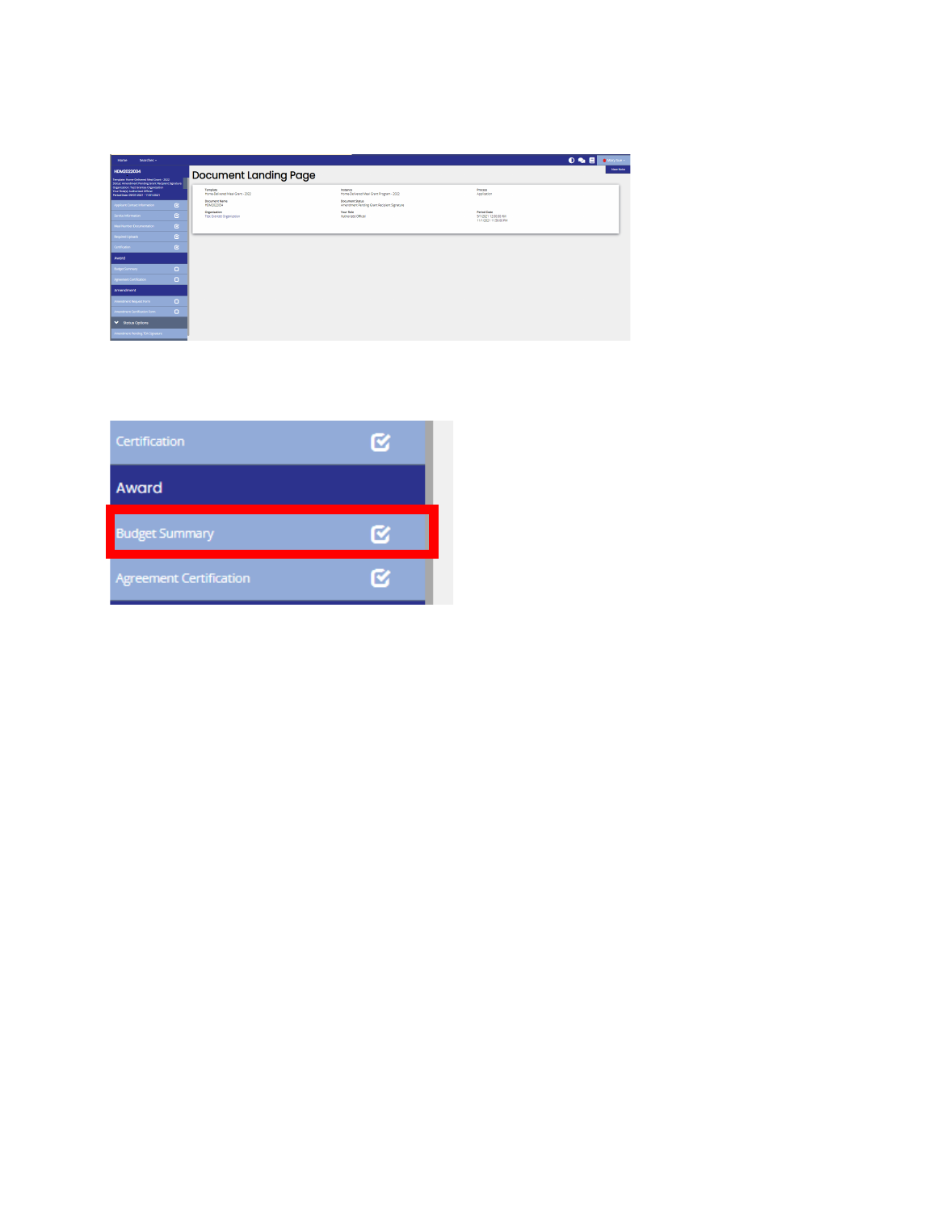Document Landing Page

Certification

Award

Budget Summary

Agreement Certification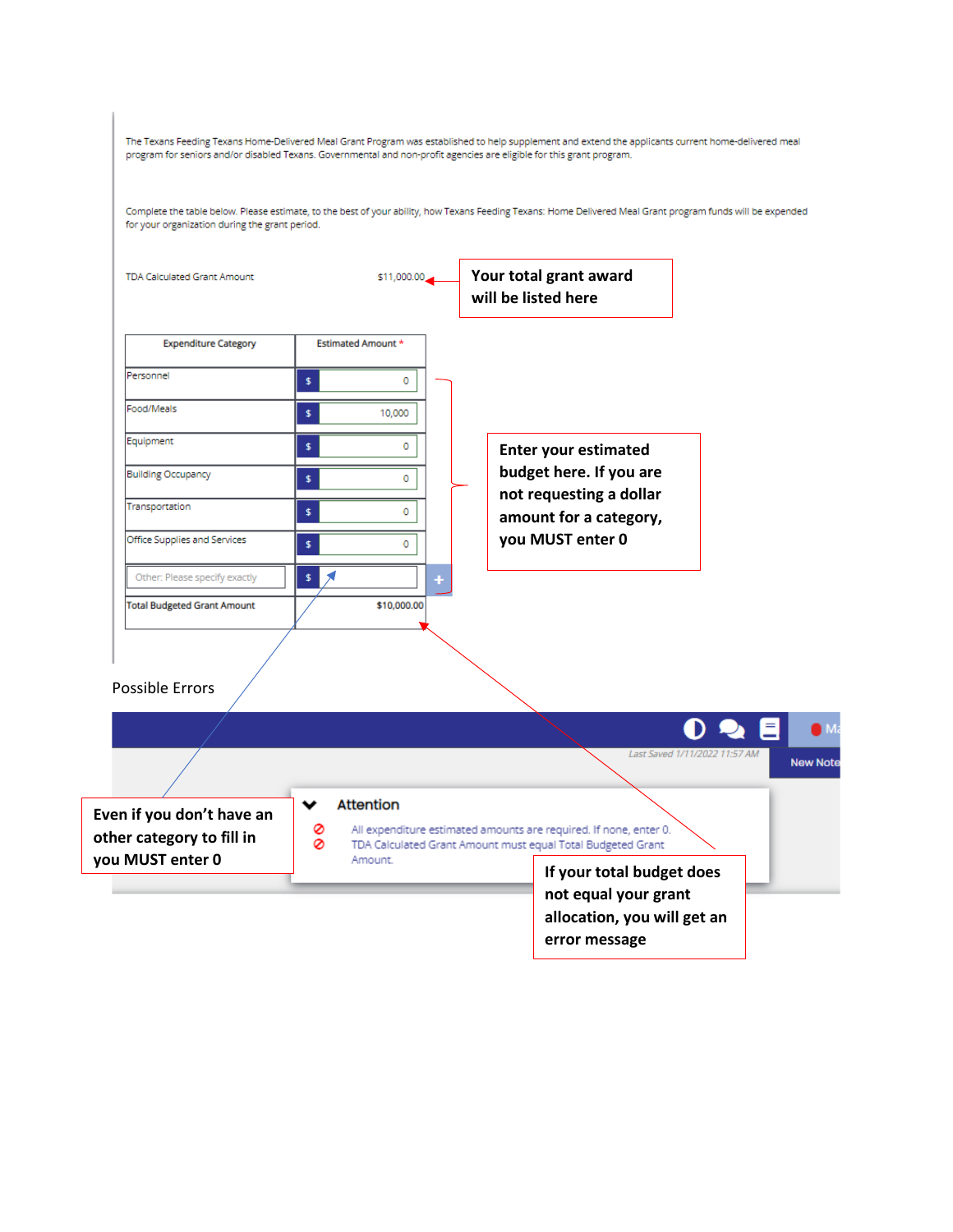The Texans Feeding Texans Home-Delivered Meal Grant Program was established to help supplement and extend the applicants current home-delivered meal program for seniors and/or disabled Texans. Governmental and non-profit agencies are eligible for this grant program.

Complete the table below. Please estimate, to the best of your ability, how Texans Feeding Texans: Home Delivered Meal Grant program funds will be expended for your organization during the grant period.

TDA Calculated Grant Amount $11,000.00

**Your total grant award will be listed here**

| Expenditure Category | Estimated Amount * |
|---|---|
| Personnel | $ 0 |
| Food/Meals | $ 10,000 |
| Equipment | $ 0 |
| Building Occupancy | $ 0 |
| Transportation | $ 0 |
| Office Supplies and Services | $ 0 |
| Other: Please specify exactly | $ |
| Total Budgeted Grant Amount | $10,000.00 |

**Enter your estimated budget here. If you are not requesting a dollar amount for a category, you MUST enter 0**

Possible Errors

Last Saved 1/11/2022 11:57 AM

New Note

Attention

- All expenditure estimated amounts are required. If none, enter 0.
- TDA Calculated Grant Amount must equal Total Budgeted Grant Amount.

**Even if you don't have an other category to fill in you MUST enter 0**

**If your total budget does not equal your grant allocation, you will get an error message**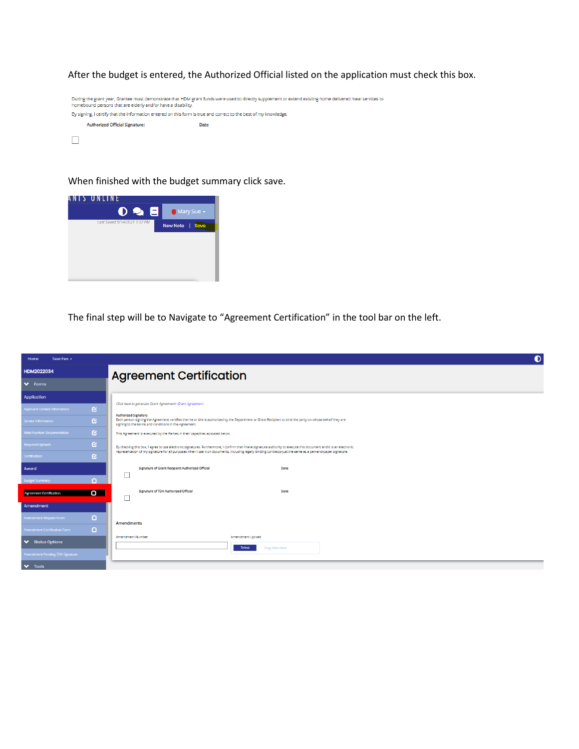After the budget is entered, the Authorized Official listed on the application must check this box.

During the grant year, Grantee must demonstrate that HDM grant funds were used to directly supplement or extend existing home delivered meal services to homebound persons that are elderly and/or have a disability.

By signing, I certify that the information entered on this form is true and correct to the best of my knowledge.

Authorized Official Signature: Date

☐

When finished with the budget summary click save.

ANTS ONLINE

Mary Sue

Last Saved 9/14/2021 1:37 PM

New Note | Save

The final step will be to Navigate to "Agreement Certification" in the tool bar on the left.

Home Searches

HDM2022034

Forms

Application

Applicant Contact Information

Service Information

Meal Number Documentation

Required Uploads

Certification

Award

Budget Summary

Agreement Certification

Amendment

Amendment Request Form

Amendment Certification Form

Status Options

Amendment Pending TDA Signature

Tools

# Agreement Certification

*Click here to generate Grant Agreement: Grant Agreement*

Authorized Signatory.
Each person signing the Agreement certifies that he or she is authorized by the Department or Grant Recipient to bind the party on whose behalf they are signing to the terms and conditions in the Agreement.

This Agreement is executed by the Parties in their capacities as stated below.

By checking this box, I agree to use electronic signatures. Furthermore, I confirm that I have signature authority to execute this document and it is an electronic representation of my signature for all purposes when I use it on documents, including legally binding contracts-just the same as a pen-and-paper signature.

☐ Signature of Grant Recipient Authorized Official Date

☐ Signature of TDA Authorized Official Date

Amendments

Amendment Number

Amendment Upload

Select Drag Files Here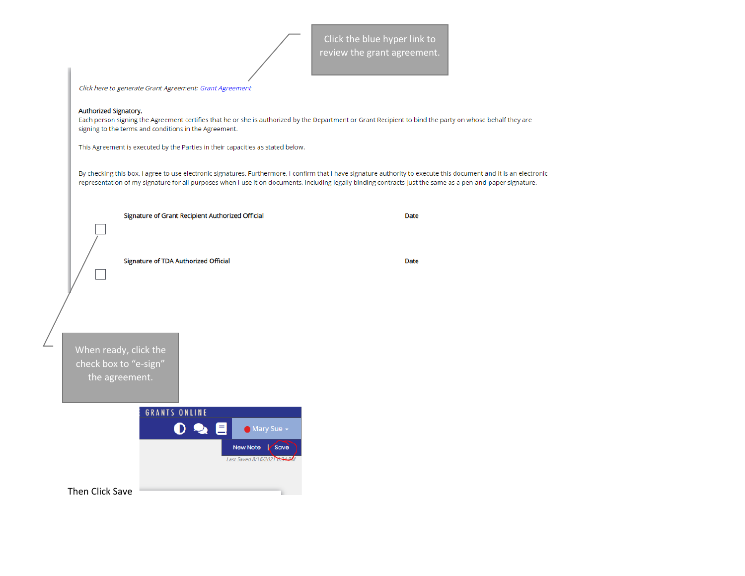Click the blue hyper link to review the grant agreement.

*Click here to generate Grant Agreement: Grant Agreement*

**Authorized Signatory.**
Each person signing the Agreement certifies that he or she is authorized by the Department or Grant Recipient to bind the party on whose behalf they are signing to the terms and conditions in the Agreement.

This Agreement is executed by the Parties in their capacities as stated below.

By checking this box, I agree to use electronic signatures. Furthermore, I confirm that I have signature authority to execute this document and it is an electronic representation of my signature for all purposes when I use it on documents, including legally binding contracts-just the same as a pen-and-paper signature.

| | Signature of Grant Recipient Authorized Official | Date |
|---|---|---|
| ☐ | | |
| | **Signature of TDA Authorized Official** | **Date** |
| ☐ | | |

When ready, click the check box to "e-sign" the agreement.

GRANTS ONLINE

Mary Sue

New Note | Save

Last Saved 8/16/2021 6:34 PM

Then Click Save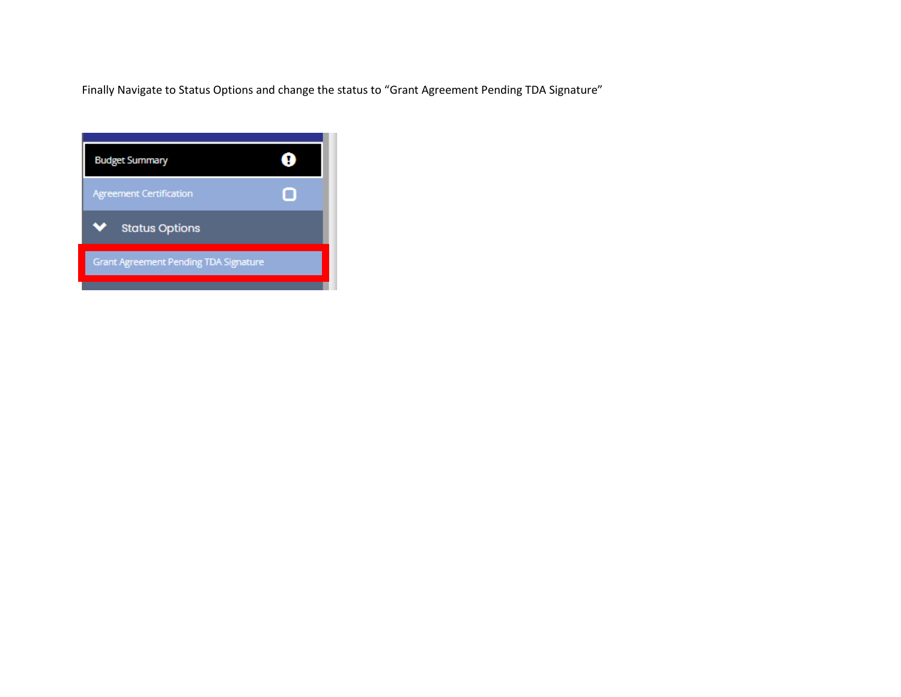Finally Navigate to Status Options and change the status to “Grant Agreement Pending TDA Signature”

Budget Summary

Agreement Certification

Status Options

Grant Agreement Pending TDA Signature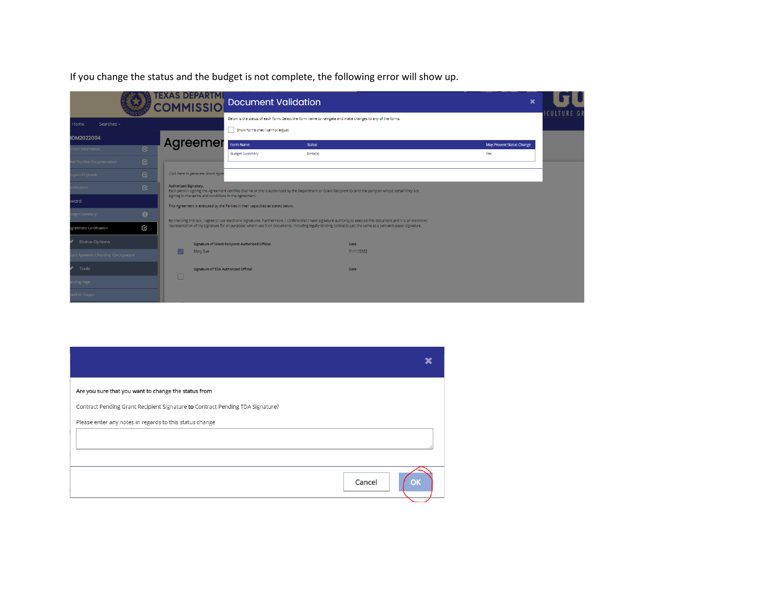If you change the status and the budget is not complete, the following error will show up.

**Document Validation**

Below is the status of each form. Select the form name to navigate and make changes to any of the forms.

Show forms that I cannot adjust

| Form Name | Status | May Prevent Status Change |
| --- | --- | --- |
| Budget Summary | Error(s) | Yes |

Are you sure that you want to change the status from

Contract Pending Grant Recipient Signature **to** Contract Pending TDA Signature?

Please enter any notes in regards to this status change

Cancel OK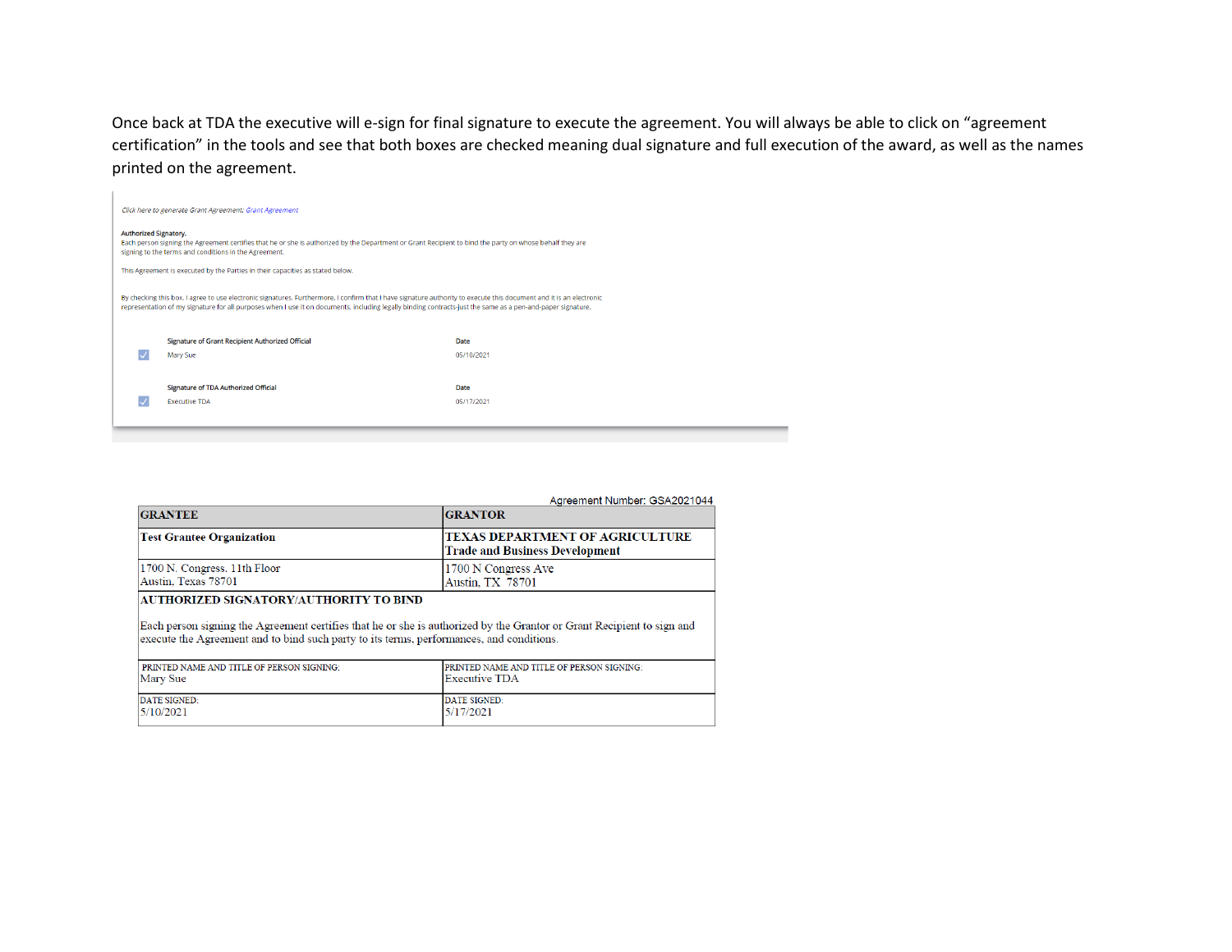Once back at TDA the executive will e-sign for final signature to execute the agreement. You will always be able to click on "agreement certification" in the tools and see that both boxes are checked meaning dual signature and full execution of the award, as well as the names printed on the agreement.

*Click here to generate Grant Agreement: Grant Agreement*

**Authorized Signatory.**
Each person signing the Agreement certifies that he or she is authorized by the Department or Grant Recipient to bind the party on whose behalf they are signing to the terms and conditions in the Agreement.

This Agreement is executed by the Parties in their capacities as stated below.

By checking this box, I agree to use electronic signatures. Furthermore, I confirm that I have signature authority to execute this document and it is an electronic representation of my signature for all purposes when I use it on documents, including legally binding contracts-just the same as a pen-and-paper signature.

| | Signature of Grant Recipient Authorized Official | Date |
|---|---|---|
| ✓ | Mary Sue | 05/10/2021 |

| | Signature of TDA Authorized Official | Date |
|---|---|---|
| ✓ | Executive TDA | 05/17/2021 |

Agreement Number: GSA2021044

| GRANTEE | GRANTOR |
|---|---|
| **Test Grantee Organization** | **TEXAS DEPARTMENT OF AGRICULTURE Trade and Business Development** |
| 1700 N. Congress, 11th Floor Austin, Texas 78701 | 1700 N Congress Ave Austin, TX 78701 |
| **AUTHORIZED SIGNATORY/AUTHORITY TO BIND** Each person signing the Agreement certifies that he or she is authorized by the Grantor or Grant Recipient to sign and execute the Agreement and to bind such party to its terms, performances, and conditions. | |
| PRINTED NAME AND TITLE OF PERSON SIGNING: Mary Sue | PRINTED NAME AND TITLE OF PERSON SIGNING: Executive TDA |
| DATE SIGNED: 5/10/2021 | DATE SIGNED: 5/17/2021 |